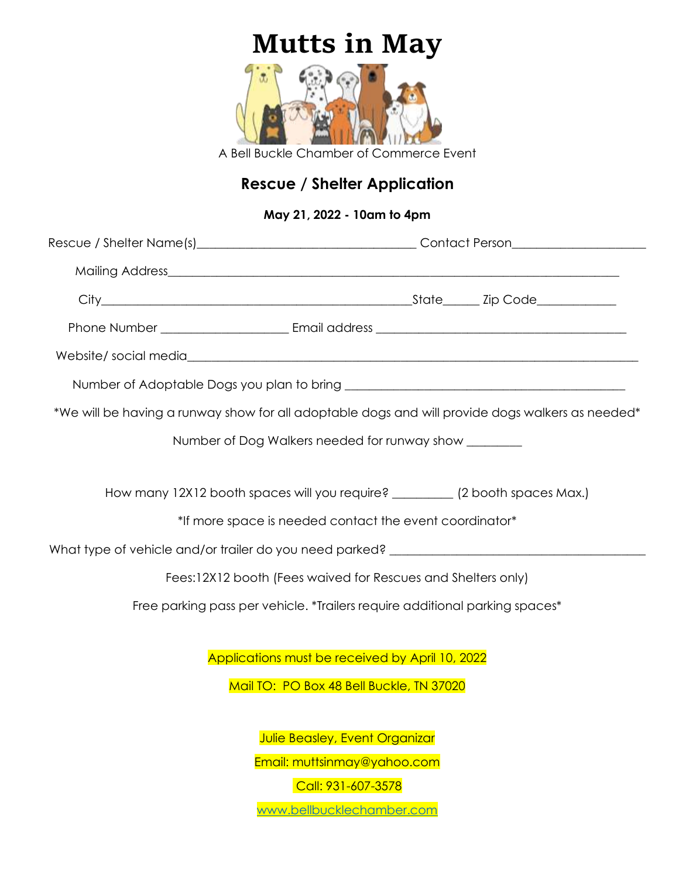# Mutts in May

A Bell Buckle Chamber of Commerce Event

## Rescue / Shelter Application

**May 21, 2022 - 10am to 4pm**

Rescue / Shelter Name(s)___________________________________ Contact Person_____________________

Mailing Address___________________________________________________________________________

City_________________________________________________State______ Zip Code____________

Phone Number ____________________ Email address _______________________________________

Website/ social media_______________________________________________________________________

Number of Adoptable Dogs you plan to bring _____________________________________________

*We will be having a runway show for all adoptable dogs and will provide dogs walkers as needed*

Number of Dog Walkers needed for runway show _________

How many 12X12 booth spaces will you require? __________ (2 booth spaces Max.)

*If more space is needed contact the event coordinator*

What type of vehicle and/or trailer do you need parked? __________________________________________

Fees:12X12 booth (Fees waived for Rescues and Shelters only)

Free parking pass per vehicle. *Trailers require additional parking spaces*

Applications must be received by April 10, 2022

Mail TO: PO Box 48 Bell Buckle, TN 37020

Julie Beasley, Event Organizar

Email: muttsinmay@yahoo.com

Call: 931-607-3578

www.bellbucklechamber.com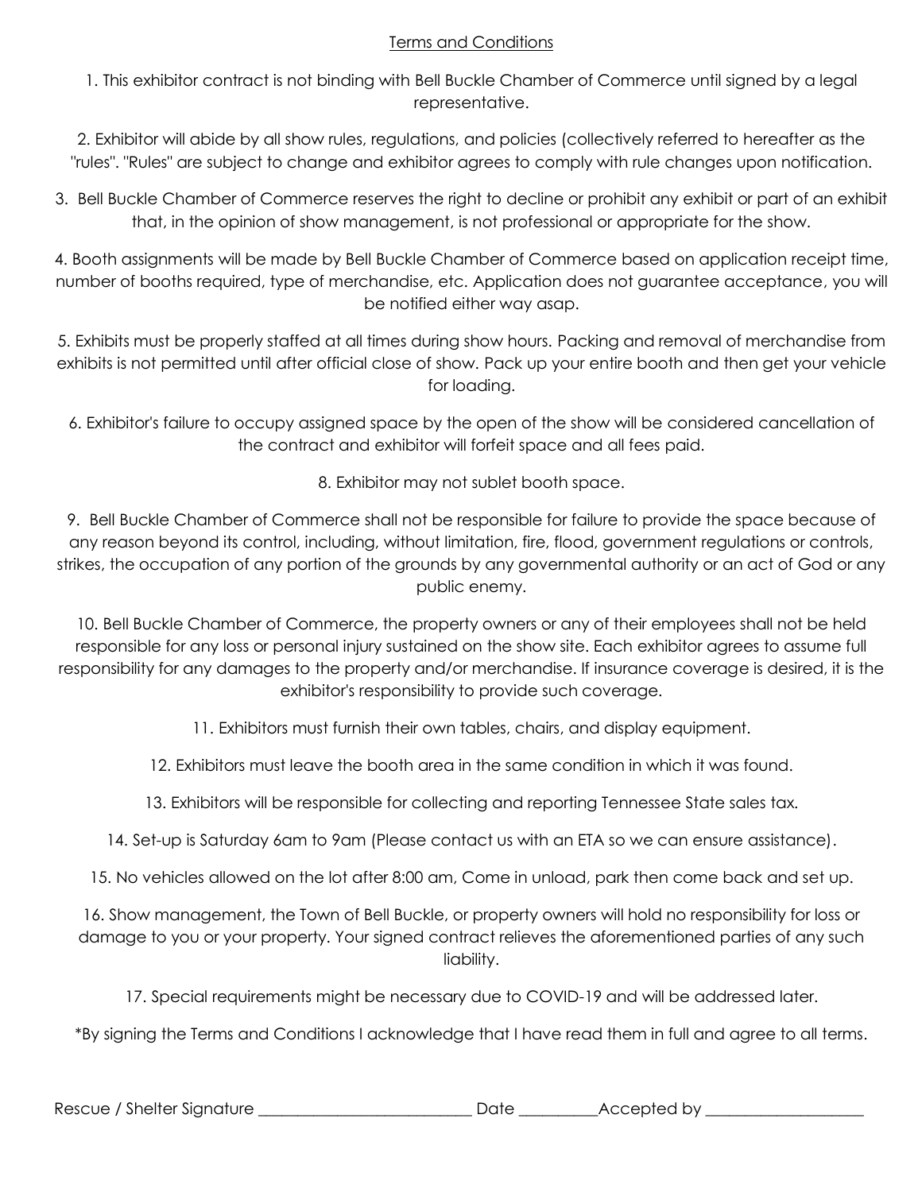## Terms and Conditions

1. This exhibitor contract is not binding with Bell Buckle Chamber of Commerce until signed by a legal representative.

2. Exhibitor will abide by all show rules, regulations, and policies (collectively referred to hereafter as the "rules". "Rules" are subject to change and exhibitor agrees to comply with rule changes upon notification.

3. Bell Buckle Chamber of Commerce reserves the right to decline or prohibit any exhibit or part of an exhibit that, in the opinion of show management, is not professional or appropriate for the show.

4. Booth assignments will be made by Bell Buckle Chamber of Commerce based on application receipt time, number of booths required, type of merchandise, etc. Application does not guarantee acceptance, you will be notified either way asap.

5. Exhibits must be properly staffed at all times during show hours. Packing and removal of merchandise from exhibits is not permitted until after official close of show. Pack up your entire booth and then get your vehicle for loading.

6. Exhibitor's failure to occupy assigned space by the open of the show will be considered cancellation of the contract and exhibitor will forfeit space and all fees paid.

8. Exhibitor may not sublet booth space.

9. Bell Buckle Chamber of Commerce shall not be responsible for failure to provide the space because of any reason beyond its control, including, without limitation, fire, flood, government regulations or controls, strikes, the occupation of any portion of the grounds by any governmental authority or an act of God or any public enemy.

10. Bell Buckle Chamber of Commerce, the property owners or any of their employees shall not be held responsible for any loss or personal injury sustained on the show site. Each exhibitor agrees to assume full responsibility for any damages to the property and/or merchandise. If insurance coverage is desired, it is the exhibitor's responsibility to provide such coverage.

11. Exhibitors must furnish their own tables, chairs, and display equipment.

12. Exhibitors must leave the booth area in the same condition in which it was found.

13. Exhibitors will be responsible for collecting and reporting Tennessee State sales tax.

14. Set-up is Saturday 6am to 9am (Please contact us with an ETA so we can ensure assistance).

15. No vehicles allowed on the lot after 8:00 am, Come in unload, park then come back and set up.

16. Show management, the Town of Bell Buckle, or property owners will hold no responsibility for loss or damage to you or your property. Your signed contract relieves the aforementioned parties of any such liability.

17. Special requirements might be necessary due to COVID-19 and will be addressed later.

*By signing the Terms and Conditions I acknowledge that I have read them in full and agree to all terms.

Rescue / Shelter Signature ___________________________ Date __________Accepted by ____________________